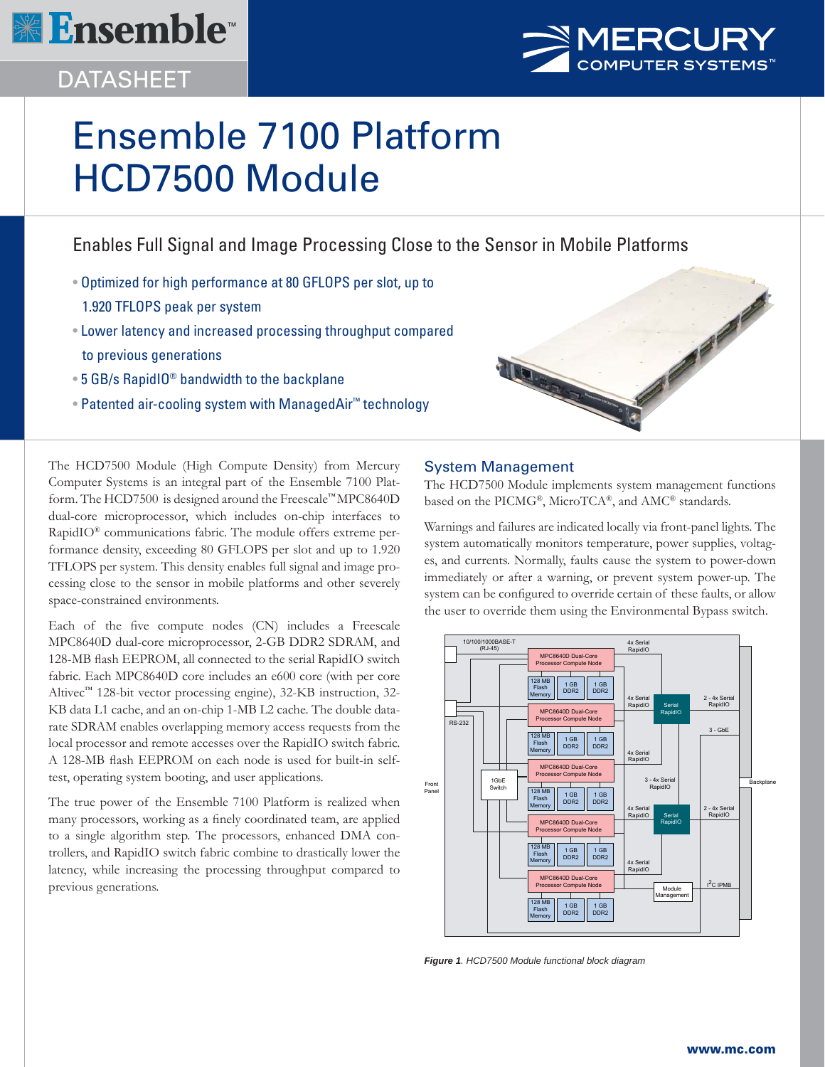DATASHEET

# Ensemble 7100 Platform HCD7500 Module

## Enables Full Signal and Image Processing Close to the Sensor in Mobile Platforms

- Optimized for high performance at 80 GFLOPS per slot, up to 1.920 TFLOPS peak per system
- Lower latency and increased processing throughput compared to previous generations
- 5 GB/s RapidIO® bandwidth to the backplane
- Patented air-cooling system with ManagedAir™ technology

The HCD7500 Module (High Compute Density) from Mercury Computer Systems is an integral part of the Ensemble 7100 Platform. The HCD7500 is designed around the Freescale™ MPC8640D dual-core microprocessor, which includes on-chip interfaces to RapidIO® communications fabric. The module offers extreme performance density, exceeding 80 GFLOPS per slot and up to 1.920 TFLOPS per system. This density enables full signal and image processing close to the sensor in mobile platforms and other severely space-constrained environments.

Each of the five compute nodes (CN) includes a Freescale MPC8640D dual-core microprocessor, 2-GB DDR2 SDRAM, and 128-MB flash EEPROM, all connected to the serial RapidIO switch fabric. Each MPC8640D core includes an e600 core (with per core Altivec™ 128-bit vector processing engine), 32-KB instruction, 32-KB data L1 cache, and an on-chip 1-MB L2 cache. The double data-rate SDRAM enables overlapping memory access requests from the local processor and remote accesses over the RapidIO switch fabric. A 128-MB flash EEPROM on each node is used for built-in self-test, operating system booting, and user applications.

The true power of the Ensemble 7100 Platform is realized when many processors, working as a finely coordinated team, are applied to a single algorithm step. The processors, enhanced DMA controllers, and RapidIO switch fabric combine to drastically lower the latency, while increasing the processing throughput compared to previous generations.

## System Management

The HCD7500 Module implements system management functions based on the PICMG®, MicroTCA®, and AMC® standards.

Warnings and failures are indicated locally via front-panel lights. The system automatically monitors temperature, power supplies, voltages, and currents. Normally, faults cause the system to power-down immediately or after a warning, or prevent system power-up. The system can be configured to override certain of these faults, or allow the user to override them using the Environmental Bypass switch.

*Figure 1. HCD7500 Module functional block diagram*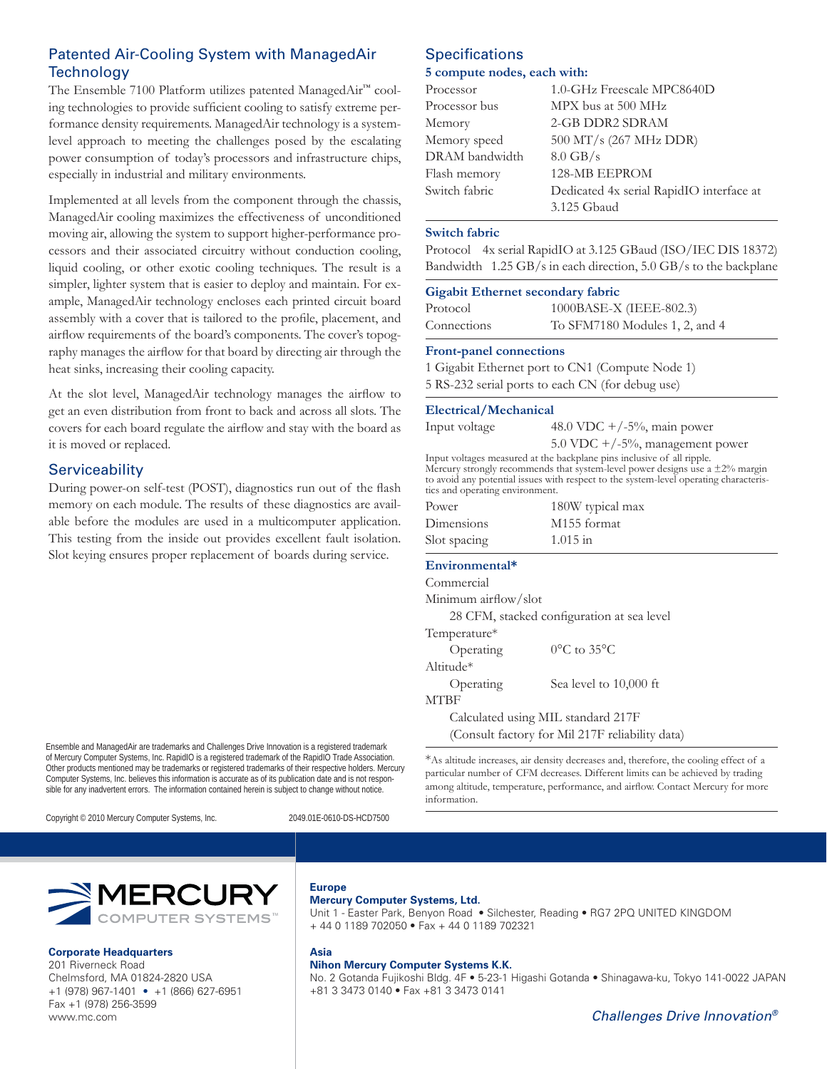## Patented Air-Cooling System with ManagedAir Technology

The Ensemble 7100 Platform utilizes patented ManagedAir™ cooling technologies to provide sufficient cooling to satisfy extreme performance density requirements. ManagedAir technology is a system-level approach to meeting the challenges posed by the escalating power consumption of today's processors and infrastructure chips, especially in industrial and military environments.

Implemented at all levels from the component through the chassis, ManagedAir cooling maximizes the effectiveness of unconditioned moving air, allowing the system to support higher-performance processors and their associated circuitry without conduction cooling, liquid cooling, or other exotic cooling techniques. The result is a simpler, lighter system that is easier to deploy and maintain. For example, ManagedAir technology encloses each printed circuit board assembly with a cover that is tailored to the profile, placement, and airflow requirements of the board's components. The cover's topography manages the airflow for that board by directing air through the heat sinks, increasing their cooling capacity.

At the slot level, ManagedAir technology manages the airflow to get an even distribution from front to back and across all slots. The covers for each board regulate the airflow and stay with the board as it is moved or replaced.

## Serviceability

During power-on self-test (POST), diagnostics run out of the flash memory on each module. The results of these diagnostics are available before the modules are used in a multicomputer application. This testing from the inside out provides excellent fault isolation. Slot keying ensures proper replacement of boards during service.

## Specifications

**5 compute nodes, each with:**

| | |
|---|---|
| Processor | 1.0-GHz Freescale MPC8640D |
| Processor bus | MPX bus at 500 MHz |
| Memory | 2-GB DDR2 SDRAM |
| Memory speed | 500 MT/s (267 MHz DDR) |
| DRAM bandwidth | 8.0 GB/s |
| Flash memory | 128-MB EEPROM |
| Switch fabric | Dedicated 4x serial RapidIO interface at 3.125 Gbaud |

**Switch fabric**

Protocol 4x serial RapidIO at 3.125 GBaud (ISO/IEC DIS 18372)
Bandwidth 1.25 GB/s in each direction, 5.0 GB/s to the backplane

**Gigabit Ethernet secondary fabric**

| | |
|---|---|
| Protocol | 1000BASE-X (IEEE-802.3) |
| Connections | To SFM7180 Modules 1, 2, and 4 |

**Front-panel connections**

1 Gigabit Ethernet port to CN1 (Compute Node 1)
5 RS-232 serial ports to each CN (for debug use)

**Electrical/Mechanical**

| | |
|---|---|
| Input voltage | 48.0 VDC +/-5%, main power |
| | 5.0 VDC +/-5%, management power |

Input voltages measured at the backplane pins inclusive of all ripple. Mercury strongly recommends that system-level power designs use a ±2% margin to avoid any potential issues with respect to the system-level operating characteristics and operating environment.

| | |
|---|---|
| Power | 180W typical max |
| Dimensions | M155 format |
| Slot spacing | 1.015 in |

**Environmental***

Commercial

Minimum airflow/slot
28 CFM, stacked configuration at sea level

Temperature*
Operating 0°C to 35°C

Altitude*
Operating Sea level to 10,000 ft

MTBF
Calculated using MIL standard 217F
(Consult factory for Mil 217F reliability data)

*As altitude increases, air density decreases and, therefore, the cooling effect of a particular number of CFM decreases. Different limits can be achieved by trading among altitude, temperature, performance, and airflow. Contact Mercury for more information.

Ensemble and ManagedAir are trademarks and Challenges Drive Innovation is a registered trademark of Mercury Computer Systems, Inc. RapidIO is a registered trademark of the RapidIO Trade Association. Other products mentioned may be trademarks or registered trademarks of their respective holders. Mercury Computer Systems, Inc. believes this information is accurate as of its publication date and is not responsible for any inadvertent errors. The information contained herein is subject to change without notice.

Copyright © 2010 Mercury Computer Systems, Inc. 2049.01E-0610-DS-HCD7500

MERCURY COMPUTER SYSTEMS™

**Corporate Headquarters**
201 Riverneck Road
Chelmsford, MA 01824-2820 USA
+1 (978) 967-1401 • +1 (866) 627-6951
Fax +1 (978) 256-3599
www.mc.com

**Europe**
**Mercury Computer Systems, Ltd.**
Unit 1 - Easter Park, Benyon Road • Silchester, Reading • RG7 2PQ UNITED KINGDOM
+ 44 0 1189 702050 • Fax + 44 0 1189 702321

**Asia**
**Nihon Mercury Computer Systems K.K.**
No. 2 Gotanda Fujikoshi Bldg. 4F • 5-23-1 Higashi Gotanda • Shinagawa-ku, Tokyo 141-0022 JAPAN
+81 3 3473 0140 • Fax +81 3 3473 0141

*Challenges Drive Innovation®*